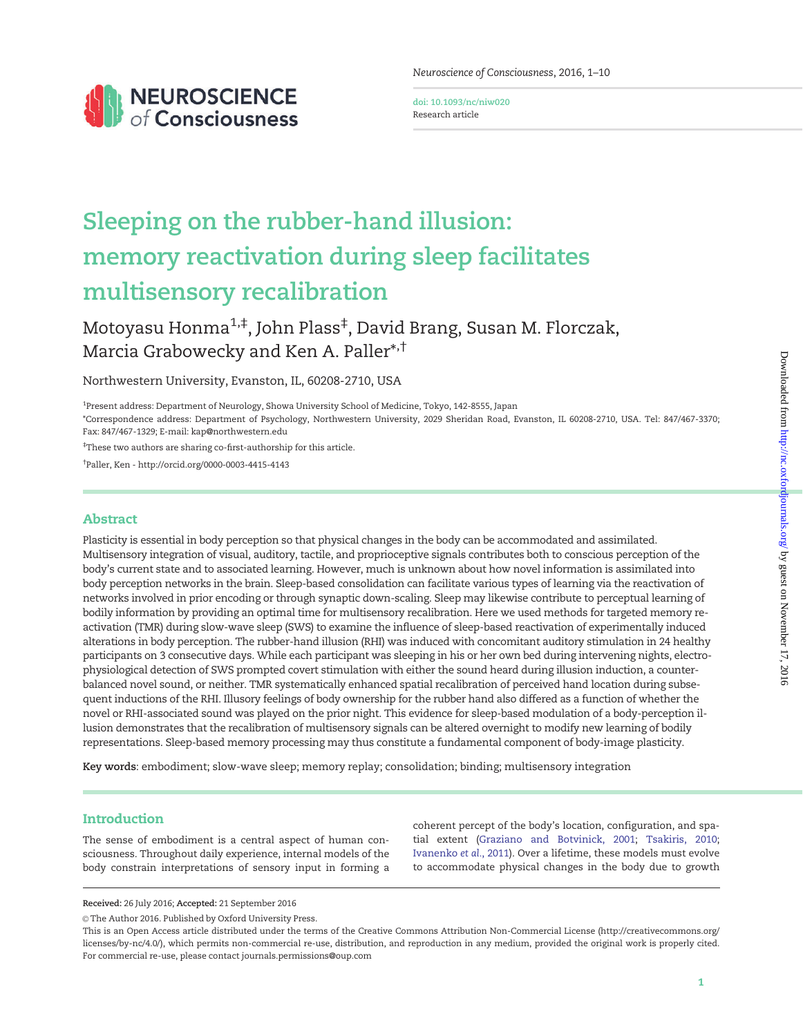Research article

# Sleeping on the rubber-hand illusion: memory reactivation during sleep facilitates multisensory recalibration

Motoyasu Honma[1,‡], John Plass[‡], David Brang, Susan M. Florczak, Marcia Grabowecky and Ken A. Paller[*,†]

Northwestern University, Evanston, IL, 60208-2710, USA

[1]Present address: Department of Neurology, Showa University School of Medicine, Tokyo, 142-8555, Japan

[*]Correspondence address: Department of Psychology, Northwestern University, 2029 Sheridan Road, Evanston, IL 60208-2710, USA. Tel: 847/467-3370; Fax: 847/467-1329; E-mail: kap@northwestern.edu

[‡]These two authors are sharing co-first-authorship for this article.

[†]Paller, Ken - http://orcid.org/0000-0003-4415-4143

## Abstract

Plasticity is essential in body perception so that physical changes in the body can be accommodated and assimilated. Multisensory integration of visual, auditory, tactile, and proprioceptive signals contributes both to conscious perception of the body's current state and to associated learning. However, much is unknown about how novel information is assimilated into body perception networks in the brain. Sleep-based consolidation can facilitate various types of learning via the reactivation of networks involved in prior encoding or through synaptic down-scaling. Sleep may likewise contribute to perceptual learning of bodily information by providing an optimal time for multisensory recalibration. Here we used methods for targeted memory reactivation (TMR) during slow-wave sleep (SWS) to examine the influence of sleep-based reactivation of experimentally induced alterations in body perception. The rubber-hand illusion (RHI) was induced with concomitant auditory stimulation in 24 healthy participants on 3 consecutive days. While each participant was sleeping in his or her own bed during intervening nights, electrophysiological detection of SWS prompted covert stimulation with either the sound heard during illusion induction, a counterbalanced novel sound, or neither. TMR systematically enhanced spatial recalibration of perceived hand location during subsequent inductions of the RHI. Illusory feelings of body ownership for the rubber hand also differed as a function of whether the novel or RHI-associated sound was played on the prior night. This evidence for sleep-based modulation of a body-perception illusion demonstrates that the recalibration of multisensory signals can be altered overnight to modify new learning of bodily representations. Sleep-based memory processing may thus constitute a fundamental component of body-image plasticity.

**Key words**: embodiment; slow-wave sleep; memory replay; consolidation; binding; multisensory integration

## Introduction

The sense of embodiment is a central aspect of human consciousness. Throughout daily experience, internal models of the body constrain interpretations of sensory input in forming a coherent percept of the body's location, configuration, and spatial extent (Graziano and Botvinick, 2001; Tsakiris, 2010; Ivanenko *et al.*, 2011). Over a lifetime, these models must evolve to accommodate physical changes in the body due to growth

**Received:** 26 July 2016; **Accepted:** 21 September 2016

© The Author 2016. Published by Oxford University Press.

This is an Open Access article distributed under the terms of the Creative Commons Attribution Non-Commercial License (http://creativecommons.org/licenses/by-nc/4.0/), which permits non-commercial re-use, distribution, and reproduction in any medium, provided the original work is properly cited. For commercial re-use, please contact journals.permissions@oup.com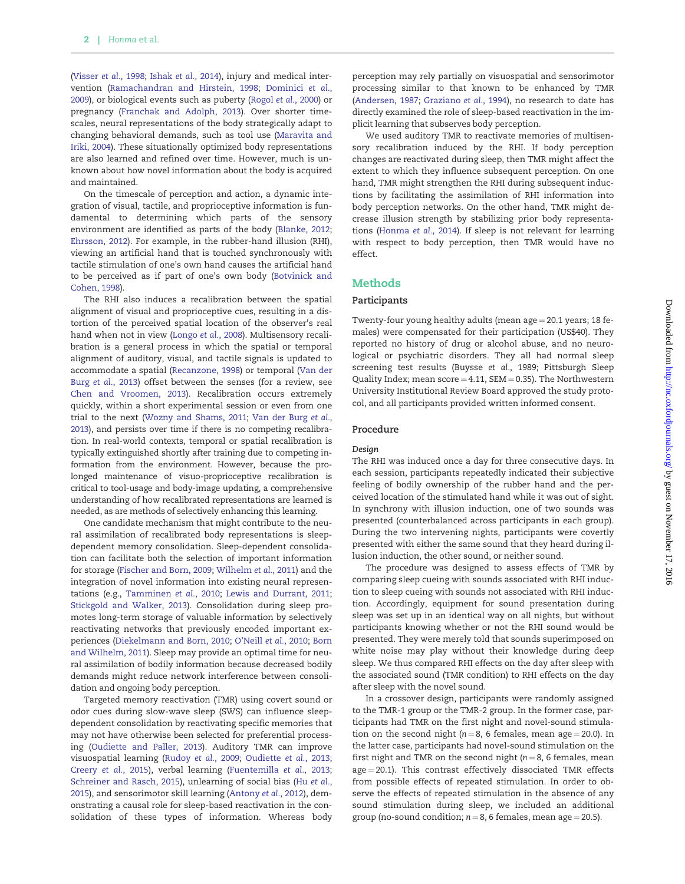(Visser et al., 1998; Ishak et al., 2014), injury and medical intervention (Ramachandran and Hirstein, 1998; Dominici et al., 2009), or biological events such as puberty (Rogol et al., 2000) or pregnancy (Franchak and Adolph, 2013). Over shorter timescales, neural representations of the body strategically adapt to changing behavioral demands, such as tool use (Maravita and Iriki, 2004). These situationally optimized body representations are also learned and refined over time. However, much is unknown about how novel information about the body is acquired and maintained.

On the timescale of perception and action, a dynamic integration of visual, tactile, and proprioceptive information is fundamental to determining which parts of the sensory environment are identified as parts of the body (Blanke, 2012; Ehrsson, 2012). For example, in the rubber-hand illusion (RHI), viewing an artificial hand that is touched synchronously with tactile stimulation of one's own hand causes the artificial hand to be perceived as if part of one's own body (Botvinick and Cohen, 1998).

The RHI also induces a recalibration between the spatial alignment of visual and proprioceptive cues, resulting in a distortion of the perceived spatial location of the observer's real hand when not in view (Longo et al., 2008). Multisensory recalibration is a general process in which the spatial or temporal alignment of auditory, visual, and tactile signals is updated to accommodate a spatial (Recanzone, 1998) or temporal (Van der Burg et al., 2013) offset between the senses (for a review, see Chen and Vroomen, 2013). Recalibration occurs extremely quickly, within a short experimental session or even from one trial to the next (Wozny and Shams, 2011; Van der Burg et al., 2013), and persists over time if there is no competing recalibration. In real-world contexts, temporal or spatial recalibration is typically extinguished shortly after training due to competing information from the environment. However, because the prolonged maintenance of visuo-proprioceptive recalibration is critical to tool-usage and body-image updating, a comprehensive understanding of how recalibrated representations are learned is needed, as are methods of selectively enhancing this learning.

One candidate mechanism that might contribute to the neural assimilation of recalibrated body representations is sleep-dependent memory consolidation. Sleep-dependent consolidation can facilitate both the selection of important information for storage (Fischer and Born, 2009; Wilhelm et al., 2011) and the integration of novel information into existing neural representations (e.g., Tamminen et al., 2010; Lewis and Durrant, 2011; Stickgold and Walker, 2013). Consolidation during sleep promotes long-term storage of valuable information by selectively reactivating networks that previously encoded important experiences (Diekelmann and Born, 2010; O'Neill et al., 2010; Born and Wilhelm, 2011). Sleep may provide an optimal time for neural assimilation of bodily information because decreased bodily demands might reduce network interference between consolidation and ongoing body perception.

Targeted memory reactivation (TMR) using covert sound or odor cues during slow-wave sleep (SWS) can influence sleep-dependent consolidation by reactivating specific memories that may not have otherwise been selected for preferential processing (Oudiette and Paller, 2013). Auditory TMR can improve visuospatial learning (Rudoy et al., 2009; Oudiette et al., 2013; Creery et al., 2015), verbal learning (Fuentemilla et al., 2013; Schreiner and Rasch, 2015), unlearning of social bias (Hu et al., 2015), and sensorimotor skill learning (Antony et al., 2012), demonstrating a causal role for sleep-based reactivation in the consolidation of these types of information. Whereas body perception may rely partially on visuospatial and sensorimotor processing similar to that known to be enhanced by TMR (Andersen, 1987; Graziano et al., 1994), no research to date has directly examined the role of sleep-based reactivation in the implicit learning that subserves body perception.

We used auditory TMR to reactivate memories of multisensory recalibration induced by the RHI. If body perception changes are reactivated during sleep, then TMR might affect the extent to which they influence subsequent perception. On one hand, TMR might strengthen the RHI during subsequent inductions by facilitating the assimilation of RHI information into body perception networks. On the other hand, TMR might decrease illusion strength by stabilizing prior body representations (Honma et al., 2014). If sleep is not relevant for learning with respect to body perception, then TMR would have no effect.

## Methods

### Participants

Twenty-four young healthy adults (mean age = 20.1 years; 18 females) were compensated for their participation (US$40). They reported no history of drug or alcohol abuse, and no neurological or psychiatric disorders. They all had normal sleep screening test results (Buysse et al., 1989; Pittsburgh Sleep Quality Index; mean score = 4.11, SEM = 0.35). The Northwestern University Institutional Review Board approved the study protocol, and all participants provided written informed consent.

### Procedure

#### *Design*

The RHI was induced once a day for three consecutive days. In each session, participants repeatedly indicated their subjective feeling of bodily ownership of the rubber hand and the perceived location of the stimulated hand while it was out of sight. In synchrony with illusion induction, one of two sounds was presented (counterbalanced across participants in each group). During the two intervening nights, participants were covertly presented with either the same sound that they heard during illusion induction, the other sound, or neither sound.

The procedure was designed to assess effects of TMR by comparing sleep cueing with sounds associated with RHI induction to sleep cueing with sounds not associated with RHI induction. Accordingly, equipment for sound presentation during sleep was set up in an identical way on all nights, but without participants knowing whether or not the RHI sound would be presented. They were merely told that sounds superimposed on white noise may play without their knowledge during deep sleep. We thus compared RHI effects on the day after sleep with the associated sound (TMR condition) to RHI effects on the day after sleep with the novel sound.

In a crossover design, participants were randomly assigned to the TMR-1 group or the TMR-2 group. In the former case, participants had TMR on the first night and novel-sound stimulation on the second night ($n = 8$, 6 females, mean age = 20.0). In the latter case, participants had novel-sound stimulation on the first night and TMR on the second night ($n = 8$, 6 females, mean age = 20.1). This contrast effectively dissociated TMR effects from possible effects of repeated stimulation. In order to observe the effects of repeated stimulation in the absence of any sound stimulation during sleep, we included an additional group (no-sound condition; $n = 8$, 6 females, mean age = 20.5).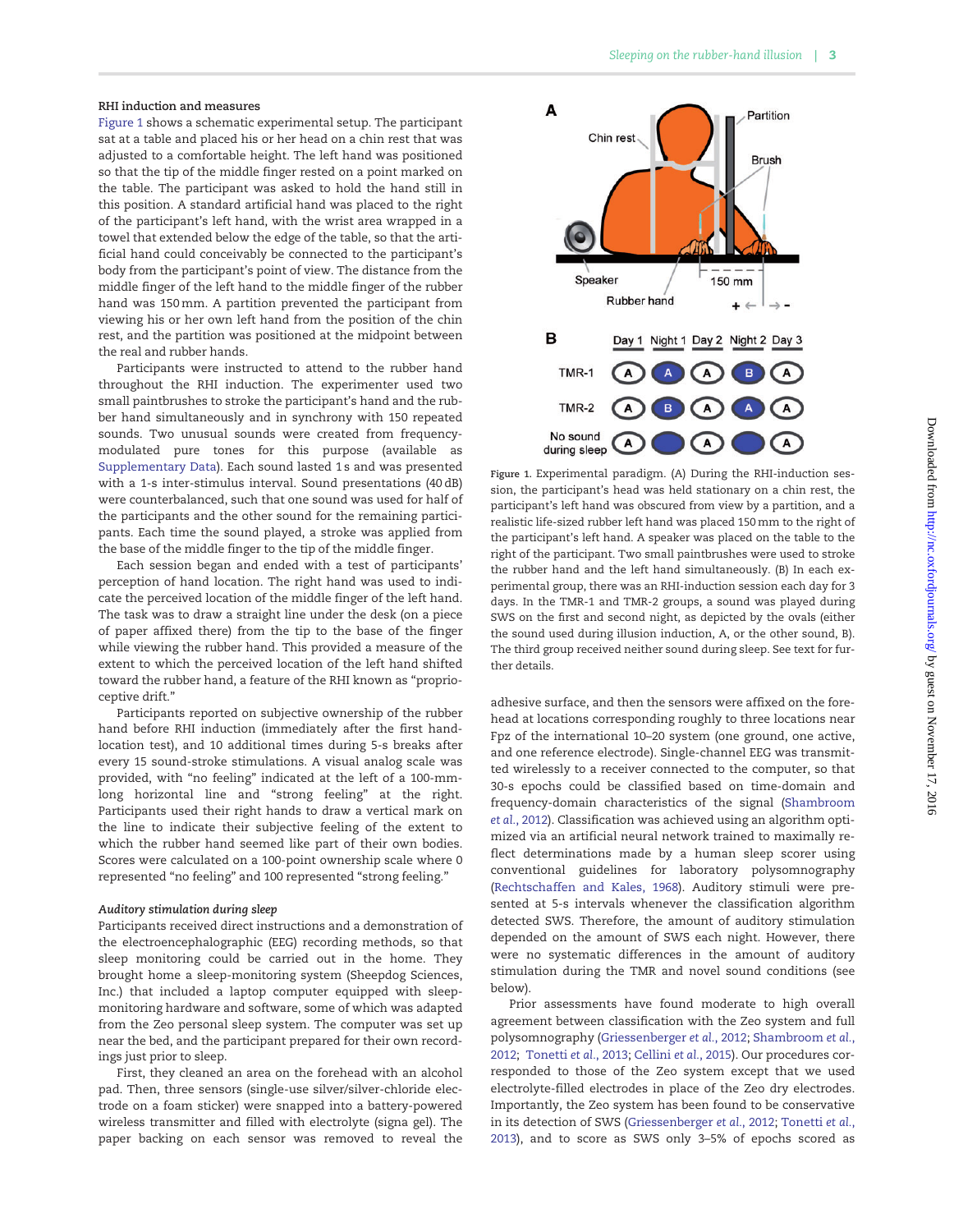### RHI induction and measures

Figure 1 shows a schematic experimental setup. The participant sat at a table and placed his or her head on a chin rest that was adjusted to a comfortable height. The left hand was positioned so that the tip of the middle finger rested on a point marked on the table. The participant was asked to hold the hand still in this position. A standard artificial hand was placed to the right of the participant's left hand, with the wrist area wrapped in a towel that extended below the edge of the table, so that the artificial hand could conceivably be connected to the participant's body from the participant's point of view. The distance from the middle finger of the left hand to the middle finger of the rubber hand was 150 mm. A partition prevented the participant from viewing his or her own left hand from the position of the chin rest, and the partition was positioned at the midpoint between the real and rubber hands.

Participants were instructed to attend to the rubber hand throughout the RHI induction. The experimenter used two small paintbrushes to stroke the participant's hand and the rubber hand simultaneously and in synchrony with 150 repeated sounds. Two unusual sounds were created from frequency-modulated pure tones for this purpose (available as Supplementary Data). Each sound lasted 1 s and was presented with a 1-s inter-stimulus interval. Sound presentations (40 dB) were counterbalanced, such that one sound was used for half of the participants and the other sound for the remaining participants. Each time the sound played, a stroke was applied from the base of the middle finger to the tip of the middle finger.

Each session began and ended with a test of participants' perception of hand location. The right hand was used to indicate the perceived location of the middle finger of the left hand. The task was to draw a straight line under the desk (on a piece of paper affixed there) from the tip to the base of the finger while viewing the rubber hand. This provided a measure of the extent to which the perceived location of the left hand shifted toward the rubber hand, a feature of the RHI known as "proprioceptive drift."

Participants reported on subjective ownership of the rubber hand before RHI induction (immediately after the first hand-location test), and 10 additional times during 5-s breaks after every 15 sound-stroke stimulations. A visual analog scale was provided, with "no feeling" indicated at the left of a 100-mm-long horizontal line and "strong feeling" at the right. Participants used their right hands to draw a vertical mark on the line to indicate their subjective feeling of the extent to which the rubber hand seemed like part of their own bodies. Scores were calculated on a 100-point ownership scale where 0 represented "no feeling" and 100 represented "strong feeling."

#### *Auditory stimulation during sleep*

Participants received direct instructions and a demonstration of the electroencephalographic (EEG) recording methods, so that sleep monitoring could be carried out in the home. They brought home a sleep-monitoring system (Sheepdog Sciences, Inc.) that included a laptop computer equipped with sleep-monitoring hardware and software, some of which was adapted from the Zeo personal sleep system. The computer was set up near the bed, and the participant prepared for their own recordings just prior to sleep.

First, they cleaned an area on the forehead with an alcohol pad. Then, three sensors (single-use silver/silver-chloride electrode on a foam sticker) were snapped into a battery-powered wireless transmitter and filled with electrolyte (signa gel). The paper backing on each sensor was removed to reveal the adhesive surface, and then the sensors were affixed on the forehead at locations corresponding roughly to three locations near Fpz of the international 10–20 system (one ground, one active, and one reference electrode). Single-channel EEG was transmitted wirelessly to a receiver connected to the computer, so that 30-s epochs could be classified based on time-domain and frequency-domain characteristics of the signal (Shambroom *et al.*, 2012). Classification was achieved using an algorithm optimized via an artificial neural network trained to maximally reflect determinations made by a human sleep scorer using conventional guidelines for laboratory polysomnography (Rechtschaffen and Kales, 1968). Auditory stimuli were presented at 5-s intervals whenever the classification algorithm detected SWS. Therefore, the amount of auditory stimulation depended on the amount of SWS each night. However, there were no systematic differences in the amount of auditory stimulation during the TMR and novel sound conditions (see below).

Prior assessments have found moderate to high overall agreement between classification with the Zeo system and full polysomnography (Griessenberger *et al.*, 2012; Shambroom *et al.*, 2012; Tonetti *et al.*, 2013; Cellini *et al.*, 2015). Our procedures corresponded to those of the Zeo system except that we used electrolyte-filled electrodes in place of the Zeo dry electrodes. Importantly, the Zeo system has been found to be conservative in its detection of SWS (Griessenberger *et al.*, 2012; Tonetti *et al.*, 2013), and to score as SWS only 3–5% of epochs scored as

Figure 1. Experimental paradigm. (A) During the RHI-induction session, the participant's head was held stationary on a chin rest, the participant's left hand was obscured from view by a partition, and a realistic life-sized rubber left hand was placed 150 mm to the right of the participant's left hand. A speaker was placed on the table to the right of the participant. Two small paintbrushes were used to stroke the rubber hand and the left hand simultaneously. (B) In each experimental group, there was an RHI-induction session each day for 3 days. In the TMR-1 and TMR-2 groups, a sound was played during SWS on the first and second night, as depicted by the ovals (either the sound used during illusion induction, A, or the other sound, B). The third group received neither sound during sleep. See text for further details.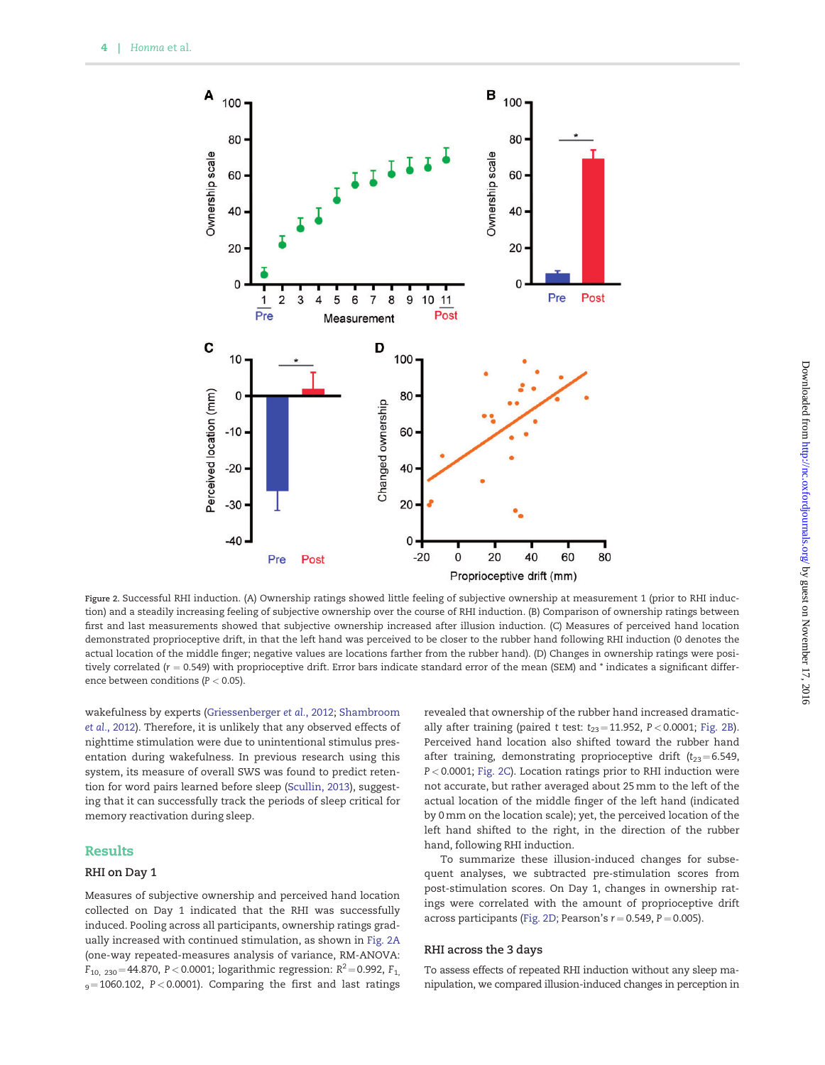Figure 2. Successful RHI induction. (A) Ownership ratings showed little feeling of subjective ownership at measurement 1 (prior to RHI induction) and a steadily increasing feeling of subjective ownership over the course of RHI induction. (B) Comparison of ownership ratings between first and last measurements showed that subjective ownership increased after illusion induction. (C) Measures of perceived hand location demonstrated proprioceptive drift, in that the left hand was perceived to be closer to the rubber hand following RHI induction (0 denotes the actual location of the middle finger; negative values are locations farther from the rubber hand). (D) Changes in ownership ratings were positively correlated ($r = 0.549$) with proprioceptive drift. Error bars indicate standard error of the mean (SEM) and * indicates a significant difference between conditions ($P < 0.05$).

wakefulness by experts (Griessenberger *et al.*, 2012; Shambroom *et al.*, 2012). Therefore, it is unlikely that any observed effects of nighttime stimulation were due to unintentional stimulus presentation during wakefulness. In previous research using this system, its measure of overall SWS was found to predict retention for word pairs learned before sleep (Scullin, 2013), suggesting that it can successfully track the periods of sleep critical for memory reactivation during sleep.

## Results

### RHI on Day 1

Measures of subjective ownership and perceived hand location collected on Day 1 indicated that the RHI was successfully induced. Pooling across all participants, ownership ratings gradually increased with continued stimulation, as shown in Fig. 2A (one-way repeated-measures analysis of variance, RM-ANOVA: $F_{10,\,230} = 44.870$, $P < 0.0001$; logarithmic regression: $R^2 = 0.992$, $F_{1,\,9} = 1060.102$, $P < 0.0001$). Comparing the first and last ratings revealed that ownership of the rubber hand increased dramatically after training (paired t test: $t_{23} = 11.952$, $P < 0.0001$; Fig. 2B). Perceived hand location also shifted toward the rubber hand after training, demonstrating proprioceptive drift ($t_{23} = 6.549$, $P < 0.0001$; Fig. 2C). Location ratings prior to RHI induction were not accurate, but rather averaged about 25 mm to the left of the actual location of the middle finger of the left hand (indicated by 0 mm on the location scale); yet, the perceived location of the left hand shifted to the right, in the direction of the rubber hand, following RHI induction.

To summarize these illusion-induced changes for subsequent analyses, we subtracted pre-stimulation scores from post-stimulation scores. On Day 1, changes in ownership ratings were correlated with the amount of proprioceptive drift across participants (Fig. 2D; Pearson's $r = 0.549$, $P = 0.005$).

### RHI across the 3 days

To assess effects of repeated RHI induction without any sleep manipulation, we compared illusion-induced changes in perception in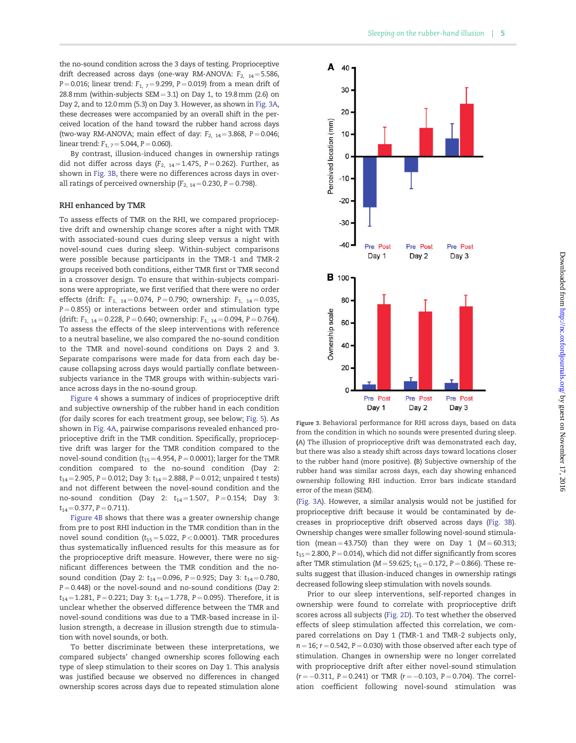the no-sound condition across the 3 days of testing. Proprioceptive drift decreased across days (one-way RM-ANOVA: $F_{2,\ 14}=5.586$, $P=0.016$; linear trend: $F_{1,\ 7}=9.299$, $P=0.019$) from a mean drift of 28.8 mm (within-subjects SEM = 3.1) on Day 1, to 19.8 mm (2.6) on Day 2, and to 12.0 mm (5.3) on Day 3. However, as shown in Fig. 3A, these decreases were accompanied by an overall shift in the perceived location of the hand toward the rubber hand across days (two-way RM-ANOVA; main effect of day: $F_{2,\ 14}=3.868$, $P=0.046$; linear trend: $F_{1,\ 7}=5.044$, $P=0.060$).

By contrast, illusion-induced changes in ownership ratings did not differ across days ($F_{2,\ 14}=1.475$, $P=0.262$). Further, as shown in Fig. 3B, there were no differences across days in overall ratings of perceived ownership ($F_{2,\ 14}=0.230$, $P=0.798$).

## RHI enhanced by TMR

To assess effects of TMR on the RHI, we compared proprioceptive drift and ownership change scores after a night with TMR with associated-sound cues during sleep versus a night with novel-sound cues during sleep. Within-subject comparisons were possible because participants in the TMR-1 and TMR-2 groups received both conditions, either TMR first or TMR second in a crossover design. To ensure that within-subjects comparisons were appropriate, we first verified that there were no order effects (drift: $F_{1,\ 14}=0.074$, $P=0.790$; ownership: $F_{1,\ 14}=0.035$, $P=0.855$) or interactions between order and stimulation type (drift: $F_{1,\ 14}=0.228$, $P=0.640$; ownership: $F_{1,\ 14}=0.094$, $P=0.764$). To assess the effects of the sleep interventions with reference to a neutral baseline, we also compared the no-sound condition to the TMR and novel-sound conditions on Days 2 and 3. Separate comparisons were made for data from each day because collapsing across days would partially conflate between-subjects variance in the TMR groups with within-subjects variance across days in the no-sound group.

Figure 4 shows a summary of indices of proprioceptive drift and subjective ownership of the rubber hand in each condition (for daily scores for each treatment group, see below; Fig. 5). As shown in Fig. 4A, pairwise comparisons revealed enhanced proprioceptive drift in the TMR condition. Specifically, proprioceptive drift was larger for the TMR condition compared to the novel-sound condition ($t_{15}=4.954$, $P=0.0001$); larger for the TMR condition compared to the no-sound condition (Day 2: $t_{14}=2.905$, $P=0.012$; Day 3: $t_{14}=2.888$, $P=0.012$; unpaired t tests) and not different between the novel-sound condition and the no-sound condition (Day 2: $t_{14}=1.507$, $P=0.154$; Day 3: $t_{14}=0.377$, $P=0.711$).

Figure 4B shows that there was a greater ownership change from pre to post RHI induction in the TMR condition than in the novel sound condition ($t_{15}=5.022$, $P<0.0001$). TMR procedures thus systematically influenced results for this measure as for the proprioceptive drift measure. However, there were no significant differences between the TMR condition and the no-sound condition (Day 2: $t_{14}=0.096$, $P=0.925$; Day 3: $t_{14}=0.780$, $P=0.448$) or the novel-sound and no-sound conditions (Day 2: $t_{14}=1.281$, $P=0.221$; Day 3: $t_{14}=1.778$, $P=0.095$). Therefore, it is unclear whether the observed difference between the TMR and novel-sound conditions was due to a TMR-based increase in illusion strength, a decrease in illusion strength due to stimulation with novel sounds, or both.

To better discriminate between these interpretations, we compared subjects' changed ownership scores following each type of sleep stimulation to their scores on Day 1. This analysis was justified because we observed no differences in changed ownership scores across days due to repeated stimulation alone (Fig. 3A). However, a similar analysis would not be justified for proprioceptive drift because it would be contaminated by decreases in proprioceptive drift observed across days (Fig. 3B). Ownership changes were smaller following novel-sound stimulation (mean = 43.750) than they were on Day 1 (M = 60.313; $t_{15}=2.800$, $P=0.014$), which did not differ significantly from scores after TMR stimulation (M = 59.625; $t_{15}=0.172$, $P=0.866$). These results suggest that illusion-induced changes in ownership ratings decreased following sleep stimulation with novels sounds.

Prior to our sleep interventions, self-reported changes in ownership were found to correlate with proprioceptive drift scores across all subjects (Fig. 2D). To test whether the observed effects of sleep stimulation affected this correlation, we compared correlations on Day 1 (TMR-1 and TMR-2 subjects only, $n=16$; $r=0.542$, $P=0.030$) with those observed after each type of stimulation. Changes in ownership were no longer correlated with proprioceptive drift after either novel-sound stimulation ($r=-0.311$, $P=0.241$) or TMR ($r=-0.103$, $P=0.704$). The correlation coefficient following novel-sound stimulation was

Figure 3. Behavioral performance for RHI across days, based on data from the condition in which no sounds were presented during sleep. (A) The illusion of proprioceptive drift was demonstrated each day, but there was also a steady shift across days toward locations closer to the rubber hand (more positive). (B) Subjective ownership of the rubber hand was similar across days, each day showing enhanced ownership following RHI induction. Error bars indicate standard error of the mean (SEM).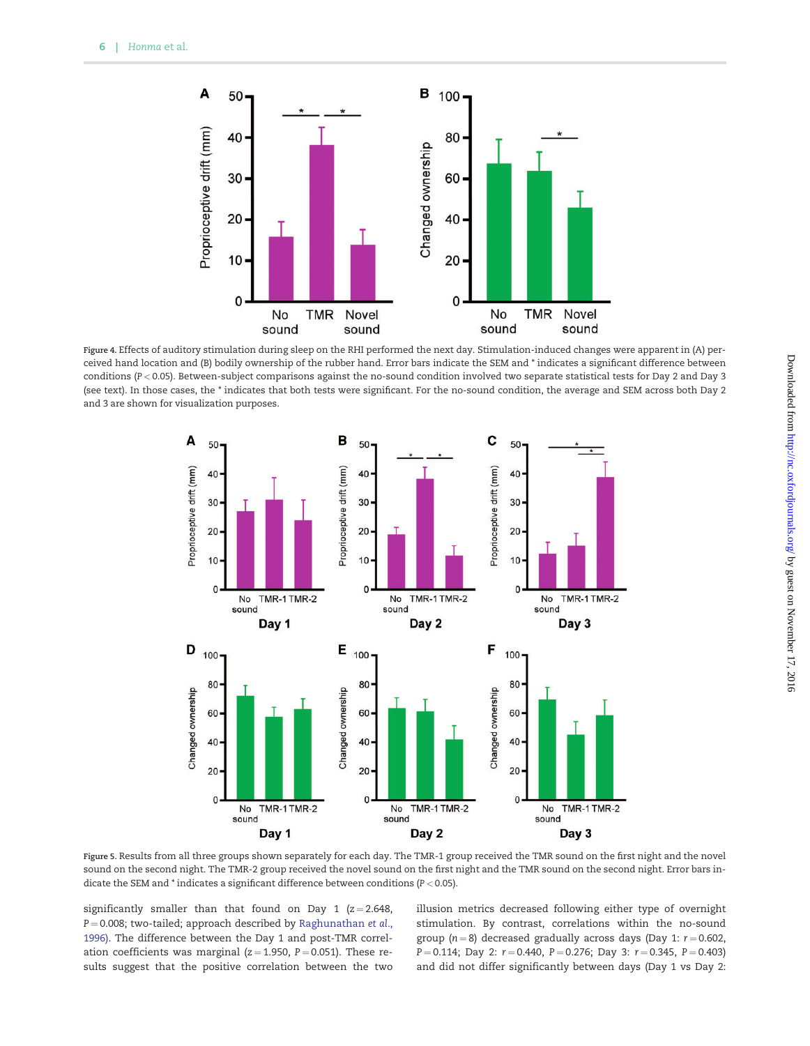Figure 4. Effects of auditory stimulation during sleep on the RHI performed the next day. Stimulation-induced changes were apparent in (A) perceived hand location and (B) bodily ownership of the rubber hand. Error bars indicate the SEM and * indicates a significant difference between conditions ($P < 0.05$). Between-subject comparisons against the no-sound condition involved two separate statistical tests for Day 2 and Day 3 (see text). In those cases, the * indicates that both tests were significant. For the no-sound condition, the average and SEM across both Day 2 and 3 are shown for visualization purposes.

Figure 5. Results from all three groups shown separately for each day. The TMR-1 group received the TMR sound on the first night and the novel sound on the second night. The TMR-2 group received the novel sound on the first night and the TMR sound on the second night. Error bars indicate the SEM and * indicates a significant difference between conditions ($P < 0.05$).

significantly smaller than that found on Day 1 ($z = 2.648$, $P = 0.008$; two-tailed; approach described by Raghunathan et al., 1996). The difference between the Day 1 and post-TMR correlation coefficients was marginal ($z = 1.950$, $P = 0.051$). These results suggest that the positive correlation between the two illusion metrics decreased following either type of overnight stimulation. By contrast, correlations within the no-sound group ($n = 8$) decreased gradually across days (Day 1: $r = 0.602$, $P = 0.114$; Day 2: $r = 0.440$, $P = 0.276$; Day 3: $r = 0.345$, $P = 0.403$) and did not differ significantly between days (Day 1 vs Day 2: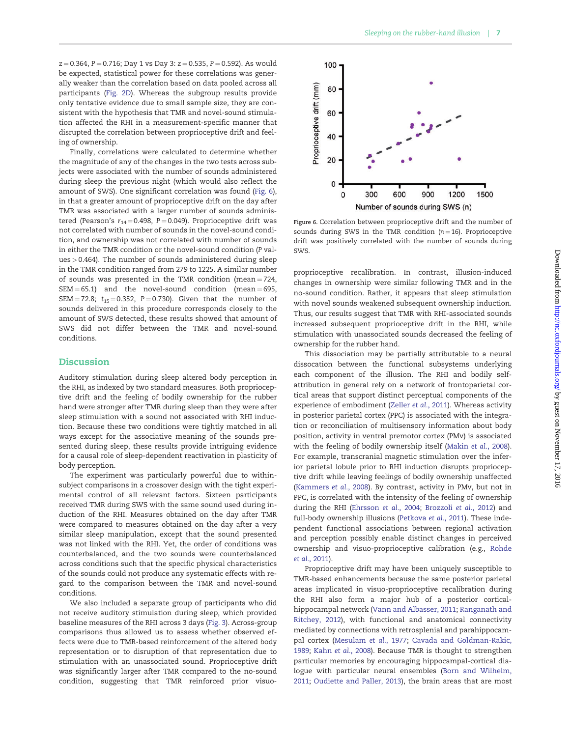$z = 0.364$, $P = 0.716$; Day 1 vs Day 3: $z = 0.535$, $P = 0.592$). As would be expected, statistical power for these correlations was generally weaker than the correlation based on data pooled across all participants (Fig. 2D). Whereas the subgroup results provide only tentative evidence due to small sample size, they are consistent with the hypothesis that TMR and novel-sound stimulation affected the RHI in a measurement-specific manner that disrupted the correlation between proprioceptive drift and feeling of ownership.

Finally, correlations were calculated to determine whether the magnitude of any of the changes in the two tests across subjects were associated with the number of sounds administered during sleep the previous night (which would also reflect the amount of SWS). One significant correlation was found (Fig. 6), in that a greater amount of proprioceptive drift on the day after TMR was associated with a larger number of sounds administered (Pearson's $r_{14} = 0.498$, $P = 0.049$). Proprioceptive drift was not correlated with number of sounds in the novel-sound condition, and ownership was not correlated with number of sounds in either the TMR condition or the novel-sound condition ($P$ values $> 0.464$). The number of sounds administered during sleep in the TMR condition ranged from 279 to 1225. A similar number of sounds was presented in the TMR condition (mean = 724, SEM = 65.1) and the novel-sound condition (mean = 695, SEM = 72.8; $t_{15} = 0.352$, $P = 0.730$). Given that the number of sounds delivered in this procedure corresponds closely to the amount of SWS detected, these results showed that amount of SWS did not differ between the TMR and novel-sound conditions.

Figure 6. Correlation between proprioceptive drift and the number of sounds during SWS in the TMR condition ($n = 16$). Proprioceptive drift was positively correlated with the number of sounds during SWS.

## Discussion

Auditory stimulation during sleep altered body perception in the RHI, as indexed by two standard measures. Both proprioceptive drift and the feeling of bodily ownership for the rubber hand were stronger after TMR during sleep than they were after sleep stimulation with a sound not associated with RHI induction. Because these two conditions were tightly matched in all ways except for the associative meaning of the sounds presented during sleep, these results provide intriguing evidence for a causal role of sleep-dependent reactivation in plasticity of body perception.

The experiment was particularly powerful due to within-subject comparisons in a crossover design with the tight experimental control of all relevant factors. Sixteen participants received TMR during SWS with the same sound used during induction of the RHI. Measures obtained on the day after TMR were compared to measures obtained on the day after a very similar sleep manipulation, except that the sound presented was not linked with the RHI. Yet, the order of conditions was counterbalanced, and the two sounds were counterbalanced across conditions such that the specific physical characteristics of the sounds could not produce any systematic effects with regard to the comparison between the TMR and novel-sound conditions.

We also included a separate group of participants who did not receive auditory stimulation during sleep, which provided baseline measures of the RHI across 3 days (Fig. 3). Across-group comparisons thus allowed us to assess whether observed effects were due to TMR-based reinforcement of the altered body representation or to disruption of that representation due to stimulation with an unassociated sound. Proprioceptive drift was significantly larger after TMR compared to the no-sound condition, suggesting that TMR reinforced prior visuo-proprioceptive recalibration. In contrast, illusion-induced changes in ownership were similar following TMR and in the no-sound condition. Rather, it appears that sleep stimulation with novel sounds weakened subsequent ownership induction. Thus, our results suggest that TMR with RHI-associated sounds increased subsequent proprioceptive drift in the RHI, while stimulation with unassociated sounds decreased the feeling of ownership for the rubber hand.

This dissociation may be partially attributable to a neural dissociation between the functional subsystems underlying each component of the illusion. The RHI and bodily self-attribution in general rely on a network of frontoparietal cortical areas that support distinct perceptual components of the experience of embodiment (Zeller *et al.*, 2011). Whereas activity in posterior parietal cortex (PPC) is associated with the integration or reconciliation of multisensory information about body position, activity in ventral premotor cortex (PMv) is associated with the feeling of bodily ownership itself (Makin *et al.*, 2008). For example, transcranial magnetic stimulation over the inferior parietal lobule prior to RHI induction disrupts proprioceptive drift while leaving feelings of bodily ownership unaffected (Kammers *et al.*, 2008). By contrast, activity in PMv, but not in PPC, is correlated with the intensity of the feeling of ownership during the RHI (Ehrsson *et al.*, 2004; Brozzoli *et al.*, 2012) and full-body ownership illusions (Petkova *et al.*, 2011). These independent functional associations between regional activation and perception possibly enable distinct changes in perceived ownership and visuo-proprioceptive calibration (e.g., Rohde *et al.*, 2011).

Proprioceptive drift may have been uniquely susceptible to TMR-based enhancements because the same posterior parietal areas implicated in visuo-proprioceptive recalibration during the RHI also form a major hub of a posterior cortical-hippocampal network (Vann and Albasser, 2011; Ranganath and Ritchey, 2012), with functional and anatomical connectivity mediated by connections with retrosplenial and parahippocampal cortex (Mesulam *et al.*, 1977; Cavada and Goldman-Rakic, 1989; Kahn *et al.*, 2008). Because TMR is thought to strengthen particular memories by encouraging hippocampal-cortical dialogue with particular neural ensembles (Born and Wilhelm, 2011; Oudiette and Paller, 2013), the brain areas that are most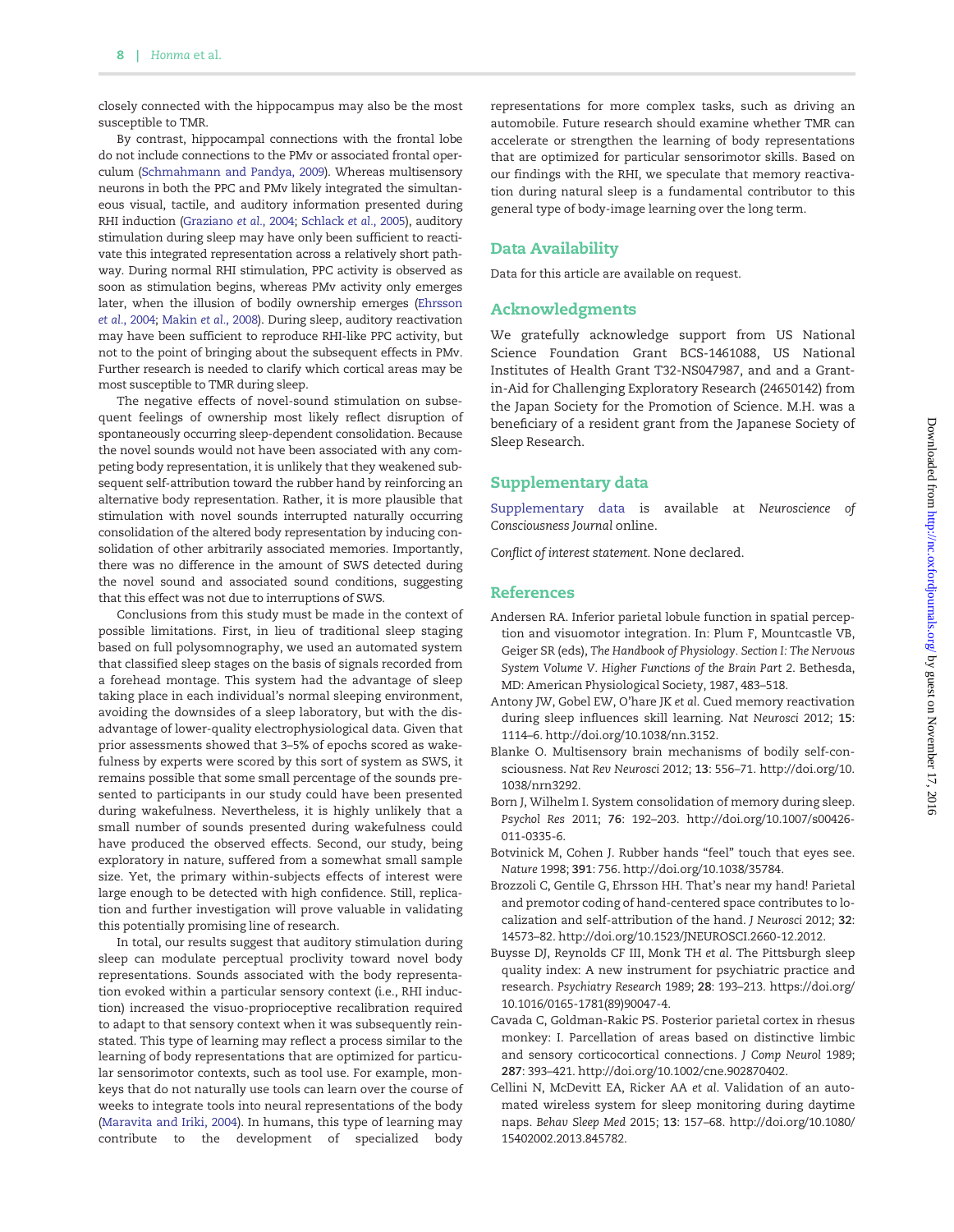closely connected with the hippocampus may also be the most susceptible to TMR.

By contrast, hippocampal connections with the frontal lobe do not include connections to the PMv or associated frontal operculum (Schmahmann and Pandya, 2009). Whereas multisensory neurons in both the PPC and PMv likely integrated the simultaneous visual, tactile, and auditory information presented during RHI induction (Graziano *et al.*, 2004; Schlack *et al.*, 2005), auditory stimulation during sleep may have only been sufficient to reactivate this integrated representation across a relatively short pathway. During normal RHI stimulation, PPC activity is observed as soon as stimulation begins, whereas PMv activity only emerges later, when the illusion of bodily ownership emerges (Ehrsson *et al.*, 2004; Makin *et al.*, 2008). During sleep, auditory reactivation may have been sufficient to reproduce RHI-like PPC activity, but not to the point of bringing about the subsequent effects in PMv. Further research is needed to clarify which cortical areas may be most susceptible to TMR during sleep.

The negative effects of novel-sound stimulation on subsequent feelings of ownership most likely reflect disruption of spontaneously occurring sleep-dependent consolidation. Because the novel sounds would not have been associated with any competing body representation, it is unlikely that they weakened subsequent self-attribution toward the rubber hand by reinforcing an alternative body representation. Rather, it is more plausible that stimulation with novel sounds interrupted naturally occurring consolidation of the altered body representation by inducing consolidation of other arbitrarily associated memories. Importantly, there was no difference in the amount of SWS detected during the novel sound and associated sound conditions, suggesting that this effect was not due to interruptions of SWS.

Conclusions from this study must be made in the context of possible limitations. First, in lieu of traditional sleep staging based on full polysomnography, we used an automated system that classified sleep stages on the basis of signals recorded from a forehead montage. This system had the advantage of sleep taking place in each individual's normal sleeping environment, avoiding the downsides of a sleep laboratory, but with the disadvantage of lower-quality electrophysiological data. Given that prior assessments showed that 3–5% of epochs scored as wakefulness by experts were scored by this sort of system as SWS, it remains possible that some small percentage of the sounds presented to participants in our study could have been presented during wakefulness. Nevertheless, it is highly unlikely that a small number of sounds presented during wakefulness could have produced the observed effects. Second, our study, being exploratory in nature, suffered from a somewhat small sample size. Yet, the primary within-subjects effects of interest were large enough to be detected with high confidence. Still, replication and further investigation will prove valuable in validating this potentially promising line of research.

In total, our results suggest that auditory stimulation during sleep can modulate perceptual proclivity toward novel body representations. Sounds associated with the body representation evoked within a particular sensory context (i.e., RHI induction) increased the visuo-proprioceptive recalibration required to adapt to that sensory context when it was subsequently reinstated. This type of learning may reflect a process similar to the learning of body representations that are optimized for particular sensorimotor contexts, such as tool use. For example, monkeys that do not naturally use tools can learn over the course of weeks to integrate tools into neural representations of the body (Maravita and Iriki, 2004). In humans, this type of learning may contribute to the development of specialized body representations for more complex tasks, such as driving an automobile. Future research should examine whether TMR can accelerate or strengthen the learning of body representations that are optimized for particular sensorimotor skills. Based on our findings with the RHI, we speculate that memory reactivation during natural sleep is a fundamental contributor to this general type of body-image learning over the long term.

## Data Availability

Data for this article are available on request.

## Acknowledgments

We gratefully acknowledge support from US National Science Foundation Grant BCS-1461088, US National Institutes of Health Grant T32-NS047987, and and a Grant-in-Aid for Challenging Exploratory Research (24650142) from the Japan Society for the Promotion of Science. M.H. was a beneficiary of a resident grant from the Japanese Society of Sleep Research.

## Supplementary data

Supplementary data is available at *Neuroscience of Consciousness Journal* online.

*Conflict of interest statement.* None declared.

## References

Andersen RA. Inferior parietal lobule function in spatial perception and visuomotor integration. In: Plum F, Mountcastle VB, Geiger SR (eds), *The Handbook of Physiology. Section I: The Nervous System Volume V. Higher Functions of the Brain Part 2*. Bethesda, MD: American Physiological Society, 1987, 483–518.

Antony JW, Gobel EW, O'hare JK *et al.* Cued memory reactivation during sleep influences skill learning. *Nat Neurosci* 2012; **15**: 1114–6. http://doi.org/10.1038/nn.3152.

Blanke O. Multisensory brain mechanisms of bodily self-consciousness. *Nat Rev Neurosci* 2012; **13**: 556–71. http://doi.org/10.1038/nrn3292.

Born J, Wilhelm I. System consolidation of memory during sleep. *Psychol Res* 2011; **76**: 192–203. http://doi.org/10.1007/s00426-011-0335-6.

Botvinick M, Cohen J. Rubber hands "feel" touch that eyes see. *Nature* 1998; **391**: 756. http://doi.org/10.1038/35784.

Brozzoli C, Gentile G, Ehrsson HH. That's near my hand! Parietal and premotor coding of hand-centered space contributes to localization and self-attribution of the hand. *J Neurosci* 2012; **32**: 14573–82. http://doi.org/10.1523/JNEUROSCI.2660-12.2012.

Buysse DJ, Reynolds CF III, Monk TH *et al.* The Pittsburgh sleep quality index: A new instrument for psychiatric practice and research. *Psychiatry Research* 1989; **28**: 193–213. https://doi.org/10.1016/0165-1781(89)90047-4.

Cavada C, Goldman-Rakic PS. Posterior parietal cortex in rhesus monkey: I. Parcellation of areas based on distinctive limbic and sensory corticocortical connections. *J Comp Neurol* 1989; **287**: 393–421. http://doi.org/10.1002/cne.902870402.

Cellini N, McDevitt EA, Ricker AA *et al.* Validation of an automated wireless system for sleep monitoring during daytime naps. *Behav Sleep Med* 2015; **13**: 157–68. http://doi.org/10.1080/15402002.2013.845782.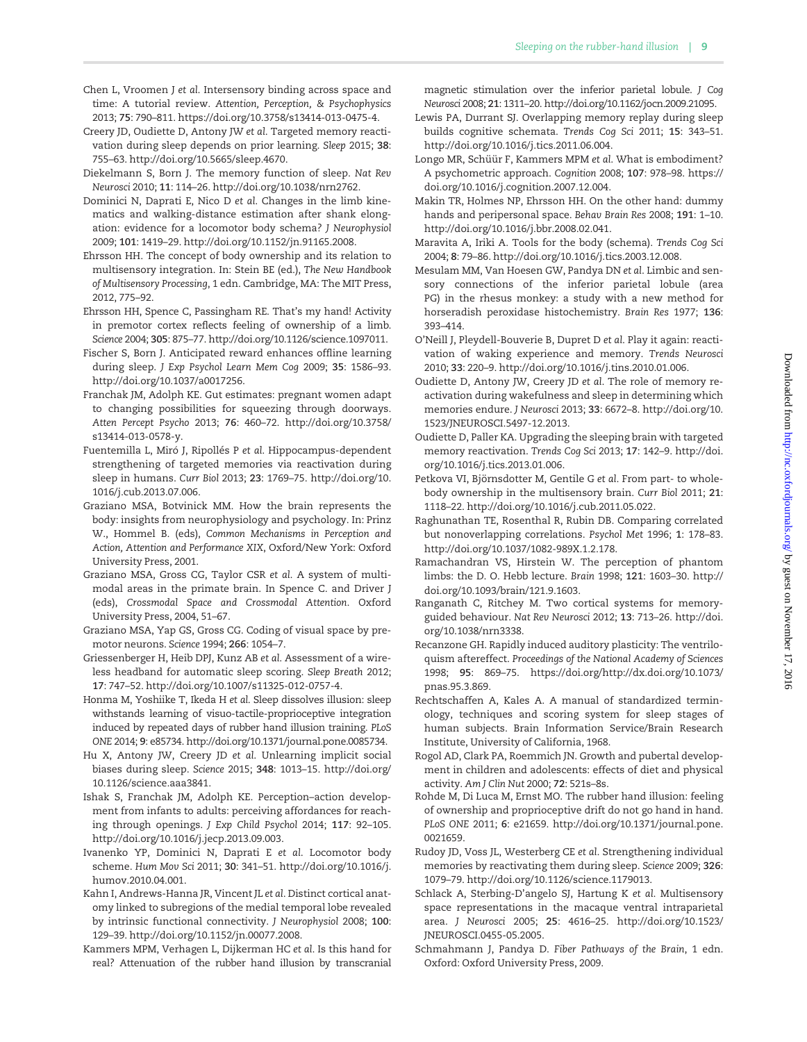Chen L, Vroomen J *et al.* Intersensory binding across space and time: A tutorial review. *Attention, Perception, & Psychophysics* 2013; **75**: 790–811. https://doi.org/10.3758/s13414-013-0475-4.

Creery JD, Oudiette D, Antony JW *et al.* Targeted memory reactivation during sleep depends on prior learning. *Sleep* 2015; **38**: 755–63. http://doi.org/10.5665/sleep.4670.

Diekelmann S, Born J. The memory function of sleep. *Nat Rev Neurosci* 2010; **11**: 114–26. http://doi.org/10.1038/nrn2762.

Dominici N, Daprati E, Nico D *et al.* Changes in the limb kinematics and walking-distance estimation after shank elongation: evidence for a locomotor body schema? *J Neurophysiol* 2009; **101**: 1419–29. http://doi.org/10.1152/jn.91165.2008.

Ehrsson HH. The concept of body ownership and its relation to multisensory integration. In: Stein BE (ed.), *The New Handbook of Multisensory Processing*, 1 edn. Cambridge, MA: The MIT Press, 2012, 775–92.

Ehrsson HH, Spence C, Passingham RE. That's my hand! Activity in premotor cortex reflects feeling of ownership of a limb. *Science* 2004; **305**: 875–77. http://doi.org/10.1126/science.1097011.

Fischer S, Born J. Anticipated reward enhances offline learning during sleep. *J Exp Psychol Learn Mem Cog* 2009; **35**: 1586–93. http://doi.org/10.1037/a0017256.

Franchak JM, Adolph KE. Gut estimates: pregnant women adapt to changing possibilities for squeezing through doorways. *Atten Percept Psycho* 2013; **76**: 460–72. http://doi.org/10.3758/s13414-013-0578-y.

Fuentemilla L, Miró J, Ripollés P *et al.* Hippocampus-dependent strengthening of targeted memories via reactivation during sleep in humans. *Curr Biol* 2013; **23**: 1769–75. http://doi.org/10.1016/j.cub.2013.07.006.

Graziano MSA, Botvinick MM. How the brain represents the body: insights from neurophysiology and psychology. In: Prinz W., Hommel B. (eds), *Common Mechanisms in Perception and Action, Attention and Performance XIX*, Oxford/New York: Oxford University Press, 2001.

Graziano MSA, Gross CG, Taylor CSR *et al.* A system of multimodal areas in the primate brain. In Spence C. and Driver J (eds), *Crossmodal Space and Crossmodal Attention*. Oxford University Press, 2004, 51–67.

Graziano MSA, Yap GS, Gross CG. Coding of visual space by premotor neurons. *Science* 1994; **266**: 1054–7.

Griessenberger H, Heib DPJ, Kunz AB *et al.* Assessment of a wireless headband for automatic sleep scoring. *Sleep Breath* 2012; **17**: 747–52. http://doi.org/10.1007/s11325-012-0757-4.

Honma M, Yoshiike T, Ikeda H *et al.* Sleep dissolves illusion: sleep withstands learning of visuo-tactile-proprioceptive integration induced by repeated days of rubber hand illusion training. *PLoS ONE* 2014; **9**: e85734. http://doi.org/10.1371/journal.pone.0085734.

Hu X, Antony JW, Creery JD *et al.* Unlearning implicit social biases during sleep. *Science* 2015; **348**: 1013–15. http://doi.org/10.1126/science.aaa3841.

Ishak S, Franchak JM, Adolph KE. Perception–action development from infants to adults: perceiving affordances for reaching through openings. *J Exp Child Psychol* 2014; **117**: 92–105. http://doi.org/10.1016/j.jecp.2013.09.003.

Ivanenko YP, Dominici N, Daprati E *et al.* Locomotor body scheme. *Hum Mov Sci* 2011; **30**: 341–51. http://doi.org/10.1016/j.humov.2010.04.001.

Kahn I, Andrews-Hanna JR, Vincent JL *et al.* Distinct cortical anatomy linked to subregions of the medial temporal lobe revealed by intrinsic functional connectivity. *J Neurophysiol* 2008; **100**: 129–39. http://doi.org/10.1152/jn.00077.2008.

Kammers MPM, Verhagen L, Dijkerman HC *et al.* Is this hand for real? Attenuation of the rubber hand illusion by transcranial magnetic stimulation over the inferior parietal lobule. *J Cog Neurosci* 2008; **21**: 1311–20. http://doi.org/10.1162/jocn.2009.21095.

Lewis PA, Durrant SJ. Overlapping memory replay during sleep builds cognitive schemata. *Trends Cog Sci* 2011; **15**: 343–51. http://doi.org/10.1016/j.tics.2011.06.004.

Longo MR, Schüür F, Kammers MPM *et al.* What is embodiment? A psychometric approach. *Cognition* 2008; **107**: 978–98. https://doi.org/10.1016/j.cognition.2007.12.004.

Makin TR, Holmes NP, Ehrsson HH. On the other hand: dummy hands and peripersonal space. *Behav Brain Res* 2008; **191**: 1–10. http://doi.org/10.1016/j.bbr.2008.02.041.

Maravita A, Iriki A. Tools for the body (schema). *Trends Cog Sci* 2004; **8**: 79–86. http://doi.org/10.1016/j.tics.2003.12.008.

Mesulam MM, Van Hoesen GW, Pandya DN *et al.* Limbic and sensory connections of the inferior parietal lobule (area PG) in the rhesus monkey: a study with a new method for horseradish peroxidase histochemistry. *Brain Res* 1977; **136**: 393–414.

O'Neill J, Pleydell-Bouverie B, Dupret D *et al.* Play it again: reactivation of waking experience and memory. *Trends Neurosci* 2010; **33**: 220–9. http://doi.org/10.1016/j.tins.2010.01.006.

Oudiette D, Antony JW, Creery JD *et al.* The role of memory reactivation during wakefulness and sleep in determining which memories endure. *J Neurosci* 2013; **33**: 6672–8. http://doi.org/10.1523/JNEUROSCI.5497-12.2013.

Oudiette D, Paller KA. Upgrading the sleeping brain with targeted memory reactivation. *Trends Cog Sci* 2013; **17**: 142–9. http://doi.org/10.1016/j.tics.2013.01.006.

Petkova VI, Björnsdotter M, Gentile G *et al.* From part- to whole-body ownership in the multisensory brain. *Curr Biol* 2011; **21**: 1118–22. http://doi.org/10.1016/j.cub.2011.05.022.

Raghunathan TE, Rosenthal R, Rubin DB. Comparing correlated but nonoverlapping correlations. *Psychol Met* 1996; **1**: 178–83. http://doi.org/10.1037/1082-989X.1.2.178.

Ramachandran VS, Hirstein W. The perception of phantom limbs: the D. O. Hebb lecture. *Brain* 1998; **121**: 1603–30. http://doi.org/10.1093/brain/121.9.1603.

Ranganath C, Ritchey M. Two cortical systems for memory-guided behaviour. *Nat Rev Neurosci* 2012; **13**: 713–26. http://doi.org/10.1038/nrn3338.

Recanzone GH. Rapidly induced auditory plasticity: The ventriloquism aftereffect. *Proceedings of the National Academy of Sciences* 1998; **95**: 869–75. https://doi.org/http://dx.doi.org/10.1073/pnas.95.3.869.

Rechtschaffen A, Kales A. A manual of standardized terminology, techniques and scoring system for sleep stages of human subjects. Brain Information Service/Brain Research Institute, University of California, 1968.

Rogol AD, Clark PA, Roemmich JN. Growth and pubertal development in children and adolescents: effects of diet and physical activity. *Am J Clin Nut* 2000; **72**: 521s–8s.

Rohde M, Di Luca M, Ernst MO. The rubber hand illusion: feeling of ownership and proprioceptive drift do not go hand in hand. *PLoS ONE* 2011; **6**: e21659. http://doi.org/10.1371/journal.pone.0021659.

Rudoy JD, Voss JL, Westerberg CE *et al.* Strengthening individual memories by reactivating them during sleep. *Science* 2009; **326**: 1079–79. http://doi.org/10.1126/science.1179013.

Schlack A, Sterbing-D'angelo SJ, Hartung K *et al.* Multisensory space representations in the macaque ventral intraparietal area. *J Neurosci* 2005; **25**: 4616–25. http://doi.org/10.1523/JNEUROSCI.0455-05.2005.

Schmahmann J, Pandya D. *Fiber Pathways of the Brain*, 1 edn. Oxford: Oxford University Press, 2009.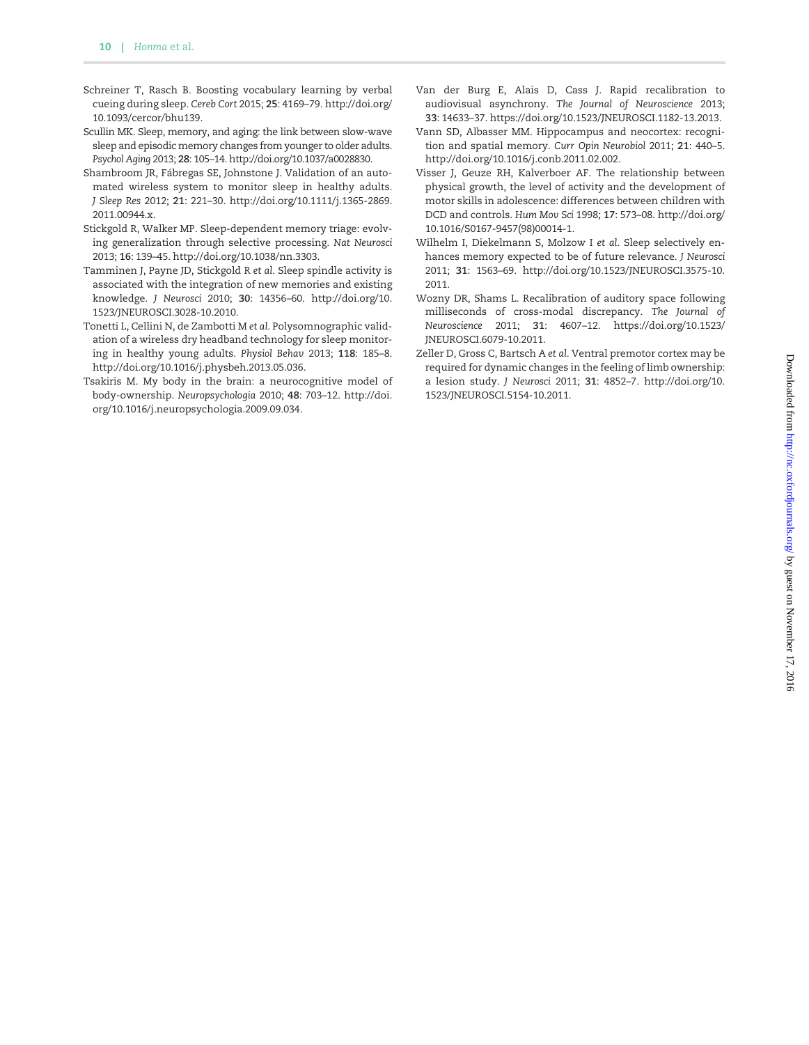Schreiner T, Rasch B. Boosting vocabulary learning by verbal cueing during sleep. *Cereb Cort* 2015; **25**: 4169–79. http://doi.org/10.1093/cercor/bhu139.

Scullin MK. Sleep, memory, and aging: the link between slow-wave sleep and episodic memory changes from younger to older adults. *Psychol Aging* 2013; **28**: 105–14. http://doi.org/10.1037/a0028830.

Shambroom JR, Fábregas SE, Johnstone J. Validation of an automated wireless system to monitor sleep in healthy adults. *J Sleep Res* 2012; **21**: 221–30. http://doi.org/10.1111/j.1365-2869.2011.00944.x.

Stickgold R, Walker MP. Sleep-dependent memory triage: evolving generalization through selective processing. *Nat Neurosci* 2013; **16**: 139–45. http://doi.org/10.1038/nn.3303.

Tamminen J, Payne JD, Stickgold R *et al*. Sleep spindle activity is associated with the integration of new memories and existing knowledge. *J Neurosci* 2010; **30**: 14356–60. http://doi.org/10.1523/JNEUROSCI.3028-10.2010.

Tonetti L, Cellini N, de Zambotti M *et al*. Polysomnographic validation of a wireless dry headband technology for sleep monitoring in healthy young adults. *Physiol Behav* 2013; **118**: 185–8. http://doi.org/10.1016/j.physbeh.2013.05.036.

Tsakiris M. My body in the brain: a neurocognitive model of body-ownership. *Neuropsychologia* 2010; **48**: 703–12. http://doi.org/10.1016/j.neuropsychologia.2009.09.034.

Van der Burg E, Alais D, Cass J. Rapid recalibration to audiovisual asynchrony. *The Journal of Neuroscience* 2013; **33**: 14633–37. https://doi.org/10.1523/JNEUROSCI.1182-13.2013.

Vann SD, Albasser MM. Hippocampus and neocortex: recognition and spatial memory. *Curr Opin Neurobiol* 2011; **21**: 440–5. http://doi.org/10.1016/j.conb.2011.02.002.

Visser J, Geuze RH, Kalverboer AF. The relationship between physical growth, the level of activity and the development of motor skills in adolescence: differences between children with DCD and controls. *Hum Mov Sci* 1998; **17**: 573–08. http://doi.org/10.1016/S0167-9457(98)00014-1.

Wilhelm I, Diekelmann S, Molzow I *et al*. Sleep selectively enhances memory expected to be of future relevance. *J Neurosci* 2011; **31**: 1563–69. http://doi.org/10.1523/JNEUROSCI.3575-10.2011.

Wozny DR, Shams L. Recalibration of auditory space following milliseconds of cross-modal discrepancy. *The Journal of Neuroscience* 2011; **31**: 4607–12. https://doi.org/10.1523/JNEUROSCI.6079-10.2011.

Zeller D, Gross C, Bartsch A *et al*. Ventral premotor cortex may be required for dynamic changes in the feeling of limb ownership: a lesion study. *J Neurosci* 2011; **31**: 4852–7. http://doi.org/10.1523/JNEUROSCI.5154-10.2011.